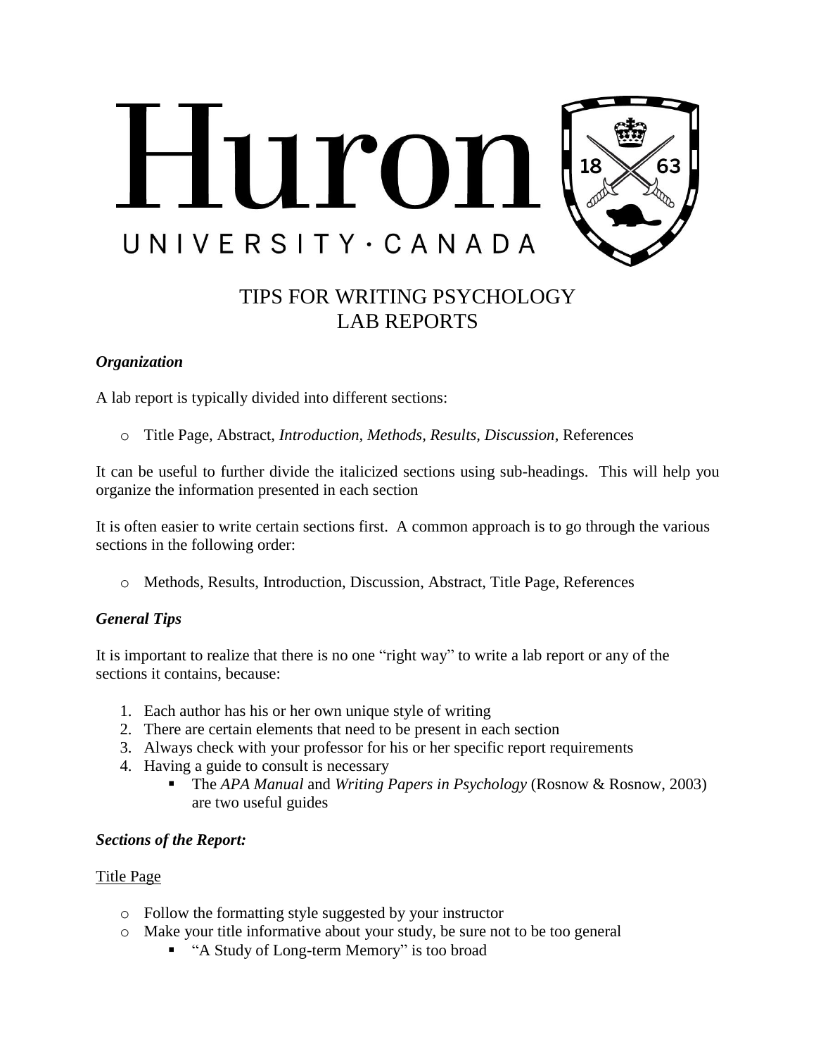Huron

UNIVERSITY · CANADA

# TIPS FOR WRITING PSYCHOLOGY LAB REPORTS

### ***Organization***

A lab report is typically divided into different sections:

- Title Page, Abstract, *Introduction, Methods, Results, Discussion*, References

It can be useful to further divide the italicized sections using sub-headings. This will help you organize the information presented in each section

It is often easier to write certain sections first. A common approach is to go through the various sections in the following order:

- Methods, Results, Introduction, Discussion, Abstract, Title Page, References

### ***General Tips***

It is important to realize that there is no one "right way" to write a lab report or any of the sections it contains, because:

1. Each author has his or her own unique style of writing
2. There are certain elements that need to be present in each section
3. Always check with your professor for his or her specific report requirements
4. Having a guide to consult is necessary
   - The *APA Manual* and *Writing Papers in Psychology* (Rosnow & Rosnow, 2003) are two useful guides

### ***Sections of the Report:***

<u>Title Page</u>

- Follow the formatting style suggested by your instructor
- Make your title informative about your study, be sure not to be too general
  - "A Study of Long-term Memory" is too broad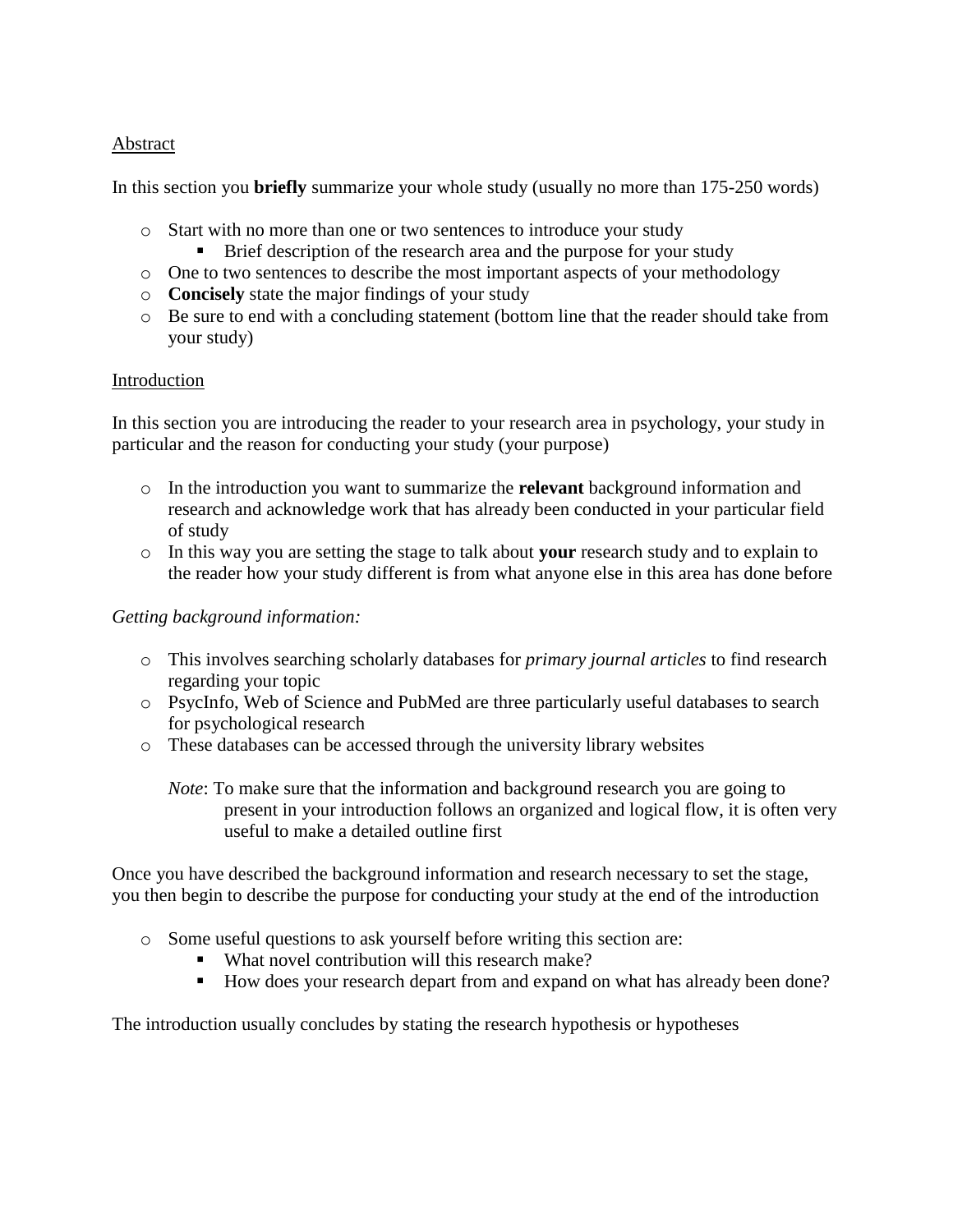<u>Abstract</u>

In this section you **briefly** summarize your whole study (usually no more than 175-250 words)

- Start with no more than one or two sentences to introduce your study
  - Brief description of the research area and the purpose for your study
- One to two sentences to describe the most important aspects of your methodology
- **Concisely** state the major findings of your study
- Be sure to end with a concluding statement (bottom line that the reader should take from your study)

<u>Introduction</u>

In this section you are introducing the reader to your research area in psychology, your study in particular and the reason for conducting your study (your purpose)

- In the introduction you want to summarize the **relevant** background information and research and acknowledge work that has already been conducted in your particular field of study
- In this way you are setting the stage to talk about **your** research study and to explain to the reader how your study different is from what anyone else in this area has done before

*Getting background information:*

- This involves searching scholarly databases for *primary journal articles* to find research regarding your topic
- PsycInfo, Web of Science and PubMed are three particularly useful databases to search for psychological research
- These databases can be accessed through the university library websites

  *Note*: To make sure that the information and background research you are going to present in your introduction follows an organized and logical flow, it is often very useful to make a detailed outline first

Once you have described the background information and research necessary to set the stage, you then begin to describe the purpose for conducting your study at the end of the introduction

- Some useful questions to ask yourself before writing this section are:
  - What novel contribution will this research make?
  - How does your research depart from and expand on what has already been done?

The introduction usually concludes by stating the research hypothesis or hypotheses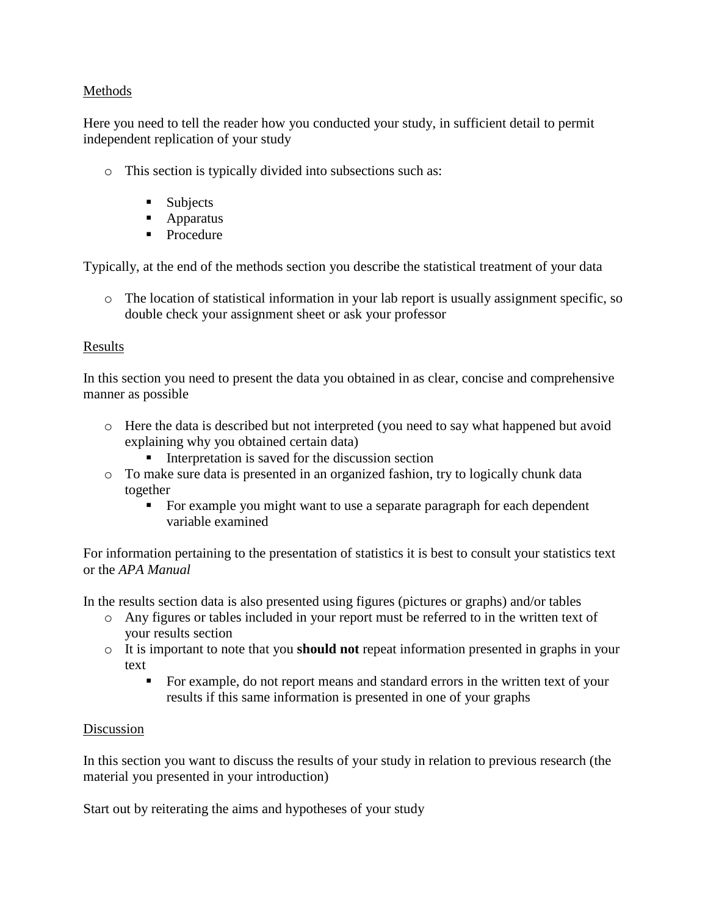<u>Methods</u>

Here you need to tell the reader how you conducted your study, in sufficient detail to permit independent replication of your study

- This section is typically divided into subsections such as:
  - Subjects
  - Apparatus
  - Procedure

Typically, at the end of the methods section you describe the statistical treatment of your data

- The location of statistical information in your lab report is usually assignment specific, so double check your assignment sheet or ask your professor

<u>Results</u>

In this section you need to present the data you obtained in as clear, concise and comprehensive manner as possible

- Here the data is described but not interpreted (you need to say what happened but avoid explaining why you obtained certain data)
  - Interpretation is saved for the discussion section
- To make sure data is presented in an organized fashion, try to logically chunk data together
  - For example you might want to use a separate paragraph for each dependent variable examined

For information pertaining to the presentation of statistics it is best to consult your statistics text or the *APA Manual*

In the results section data is also presented using figures (pictures or graphs) and/or tables

- Any figures or tables included in your report must be referred to in the written text of your results section
- It is important to note that you **should not** repeat information presented in graphs in your text
  - For example, do not report means and standard errors in the written text of your results if this same information is presented in one of your graphs

<u>Discussion</u>

In this section you want to discuss the results of your study in relation to previous research (the material you presented in your introduction)

Start out by reiterating the aims and hypotheses of your study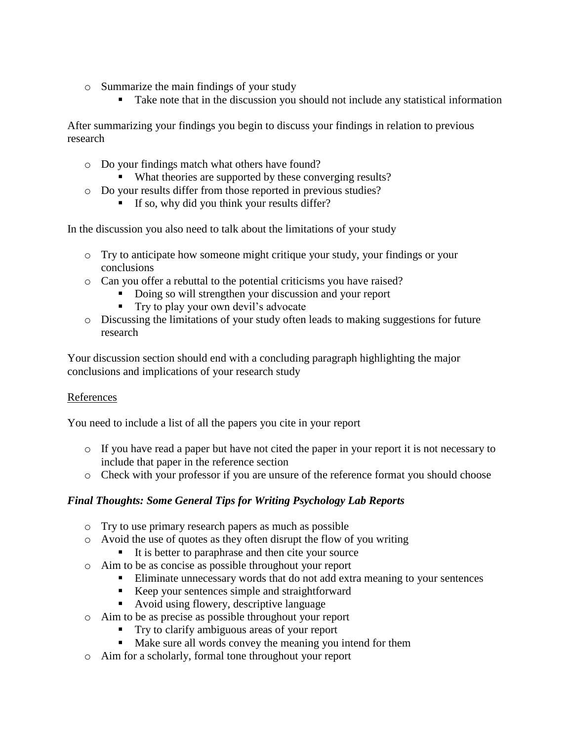- Summarize the main findings of your study
  - Take note that in the discussion you should not include any statistical information

After summarizing your findings you begin to discuss your findings in relation to previous research

- Do your findings match what others have found?
  - What theories are supported by these converging results?
- Do your results differ from those reported in previous studies?
  - If so, why did you think your results differ?

In the discussion you also need to talk about the limitations of your study

- Try to anticipate how someone might critique your study, your findings or your conclusions
- Can you offer a rebuttal to the potential criticisms you have raised?
  - Doing so will strengthen your discussion and your report
  - Try to play your own devil's advocate
- Discussing the limitations of your study often leads to making suggestions for future research

Your discussion section should end with a concluding paragraph highlighting the major conclusions and implications of your research study

<u>References</u>

You need to include a list of all the papers you cite in your report

- If you have read a paper but have not cited the paper in your report it is not necessary to include that paper in the reference section
- Check with your professor if you are unsure of the reference format you should choose

### *Final Thoughts: Some General Tips for Writing Psychology Lab Reports*

- Try to use primary research papers as much as possible
- Avoid the use of quotes as they often disrupt the flow of you writing
  - It is better to paraphrase and then cite your source
- Aim to be as concise as possible throughout your report
  - Eliminate unnecessary words that do not add extra meaning to your sentences
  - Keep your sentences simple and straightforward
  - Avoid using flowery, descriptive language
- Aim to be as precise as possible throughout your report
  - Try to clarify ambiguous areas of your report
  - Make sure all words convey the meaning you intend for them
- Aim for a scholarly, formal tone throughout your report